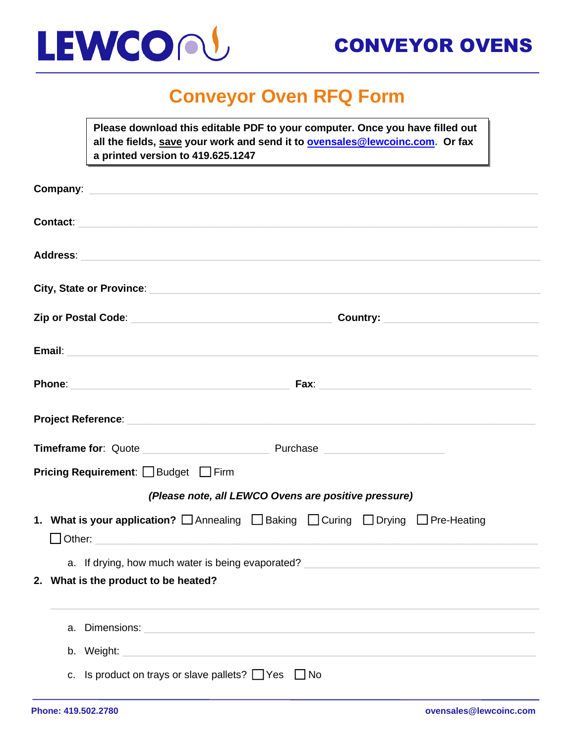LEWCO

**CONVEYOR OVENS**

# Conveyor Oven RFQ Form

**Please download this editable PDF to your computer. Once you have filled out all the fields, save your work and send it to [ovensales@lewcoinc.com](mailto:ovensales@lewcoinc.com). Or fax a printed version to 419.625.1247**

**Company**: ____________________

**Contact**: ____________________

**Address**: ____________________

**City, State or Province**: ____________________

**Zip or Postal Code**: ____________________ **Country:** ____________________

**Email**: ____________________

**Phone**: ____________________ **Fax**: ____________________

**Project Reference**: ____________________

**Timeframe for**: Quote ____________________ Purchase ____________________

**Pricing Requirement**: ☐ Budget ☐ Firm

***(Please note, all LEWCO Ovens are positive pressure)***

1. **What is your application?** ☐ Annealing ☐ Baking ☐ Curing ☐ Drying ☐ Pre-Heating
   ☐ Other: ____________________
   a. If drying, how much water is being evaporated? ____________________
2. **What is the product to be heated?**
   ____________________
   a. Dimensions: ____________________
   b. Weight: ____________________
   c. Is product on trays or slave pallets? ☐ Yes ☐ No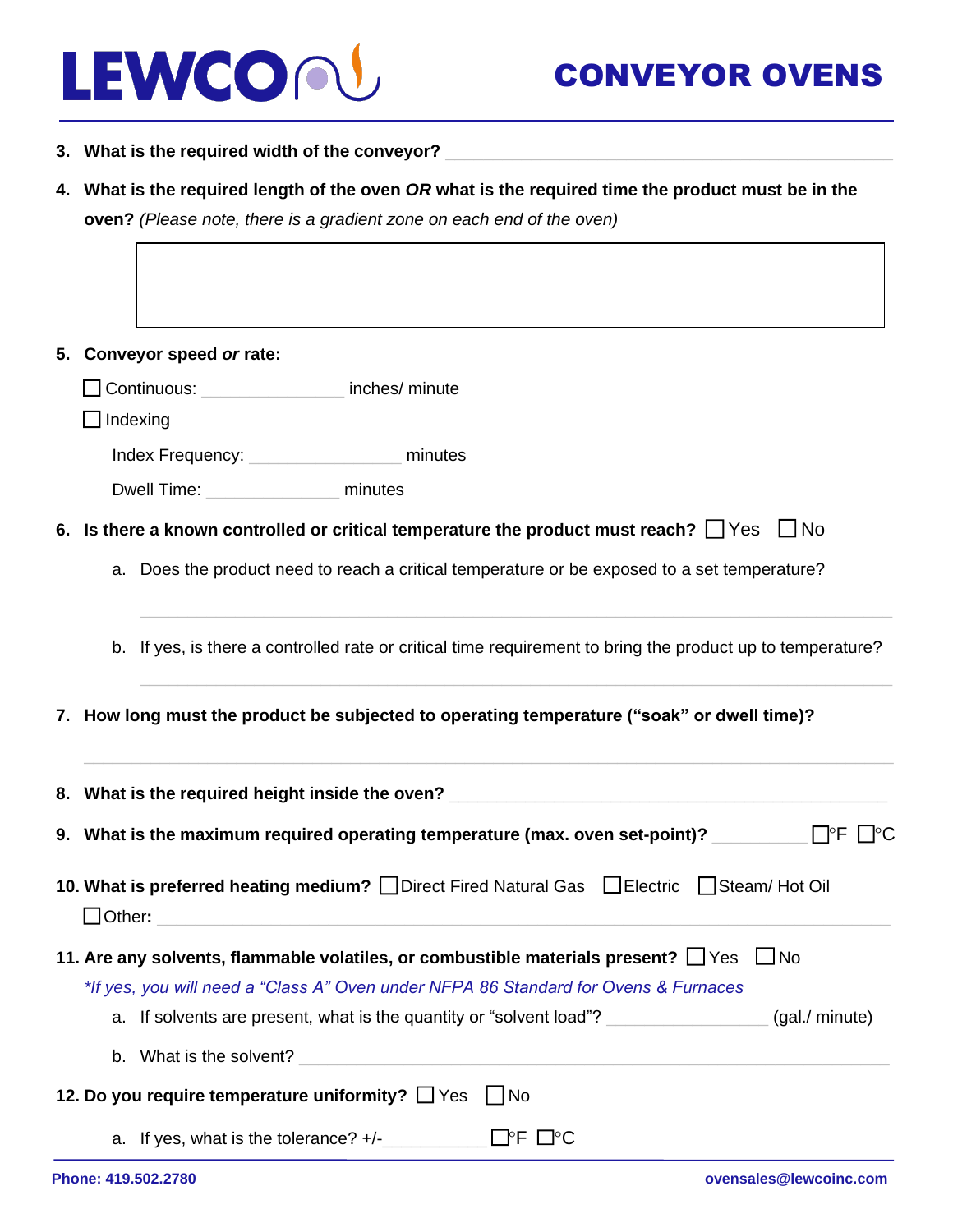**3. What is the required width of the conveyor?** ____________________

**4. What is the required length of the oven *OR* what is the required time the product must be in the oven?** *(Please note, there is a gradient zone on each end of the oven)*

**5. Conveyor speed *or* rate:**

☐ Continuous: ____________ inches/ minute

☐ Indexing

Index Frequency: ____________ minutes

Dwell Time: ____________ minutes

**6. Is there a known controlled or critical temperature the product must reach?** ☐ Yes ☐ No

a. Does the product need to reach a critical temperature or be exposed to a set temperature?

____________________

b. If yes, is there a controlled rate or critical time requirement to bring the product up to temperature?

____________________

**7. How long must the product be subjected to operating temperature ("soak" or dwell time)?**

____________________

**8. What is the required height inside the oven?** ____________________

**9. What is the maximum required operating temperature (max. oven set-point)?** ____________ ☐°F ☐°C

**10. What is preferred heating medium?** ☐ Direct Fired Natural Gas ☐ Electric ☐ Steam/ Hot Oil

☐ Other: ____________________

**11. Are any solvents, flammable volatiles, or combustible materials present?** ☐ Yes ☐ No

*\*If yes, you will need a "Class A" Oven under NFPA 86 Standard for Ovens & Furnaces*

a. If solvents are present, what is the quantity or "solvent load"? ____________ (gal./ minute)

b. What is the solvent? ____________________

**12. Do you require temperature uniformity?** ☐ Yes ☐ No

a. If yes, what is the tolerance? +/- ____________ ☐°F ☐°C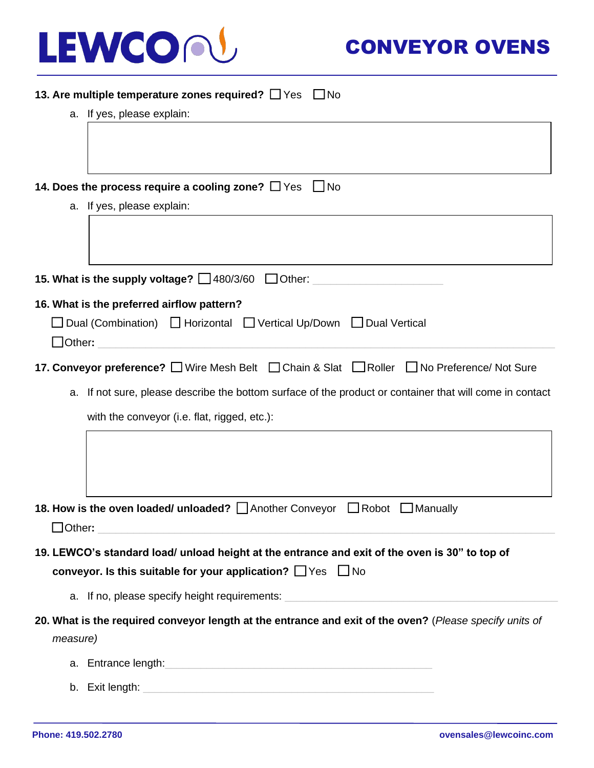**13. Are multiple temperature zones required?** ☐ Yes ☐ No

a. If yes, please explain:

**14. Does the process require a cooling zone?** ☐ Yes ☐ No

a. If yes, please explain:

**15. What is the supply voltage?** ☐ 480/3/60 ☐ Other: \_\_\_\_\_\_\_\_\_\_\_\_\_\_\_\_\_\_\_\_

**16. What is the preferred airflow pattern?**

☐ Dual (Combination) ☐ Horizontal ☐ Vertical Up/Down ☐ Dual Vertical

☐ Other: \_\_\_\_\_\_\_\_\_\_\_\_\_\_\_\_\_\_\_\_

**17. Conveyor preference?** ☐ Wire Mesh Belt ☐ Chain & Slat ☐ Roller ☐ No Preference/ Not Sure

a. If not sure, please describe the bottom surface of the product or container that will come in contact with the conveyor (i.e. flat, rigged, etc.):

**18. How is the oven loaded/ unloaded?** ☐ Another Conveyor ☐ Robot ☐ Manually

☐ Other: \_\_\_\_\_\_\_\_\_\_\_\_\_\_\_\_\_\_\_\_

**19. LEWCO's standard load/ unload height at the entrance and exit of the oven is 30" to top of conveyor. Is this suitable for your application?** ☐ Yes ☐ No

a. If no, please specify height requirements: \_\_\_\_\_\_\_\_\_\_\_\_\_\_\_\_\_\_\_\_

**20. What is the required conveyor length at the entrance and exit of the oven?** (*Please specify units of measure)*

a. Entrance length: \_\_\_\_\_\_\_\_\_\_\_\_\_\_\_\_\_\_\_\_

b. Exit length: \_\_\_\_\_\_\_\_\_\_\_\_\_\_\_\_\_\_\_\_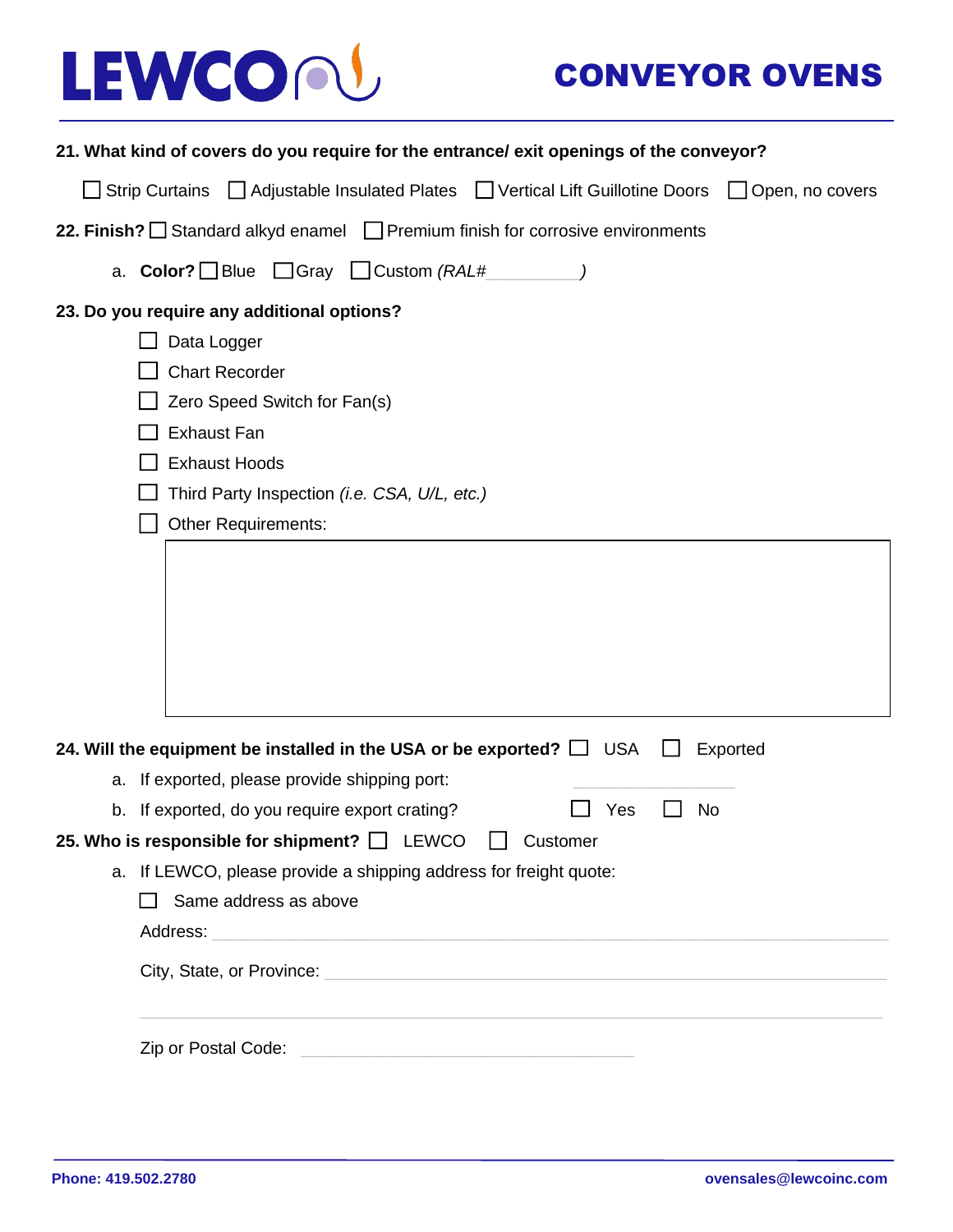# LEWCO CONVEYOR OVENS

**21. What kind of covers do you require for the entrance/ exit openings of the conveyor?**

☐ Strip Curtains ☐ Adjustable Insulated Plates ☐ Vertical Lift Guillotine Doors ☐ Open, no covers

**22. Finish?** ☐ Standard alkyd enamel ☐ Premium finish for corrosive environments

a. **Color?** ☐ Blue ☐ Gray ☐ Custom *(RAL#__________)*

**23. Do you require any additional options?**

☐ Data Logger

☐ Chart Recorder

☐ Zero Speed Switch for Fan(s)

☐ Exhaust Fan

☐ Exhaust Hoods

☐ Third Party Inspection *(i.e. CSA, U/L, etc.)*

☐ Other Requirements:

**24. Will the equipment be installed in the USA or be exported?** ☐ USA ☐ Exported

a. If exported, please provide shipping port: __________

b. If exported, do you require export crating? ☐ Yes ☐ No

**25. Who is responsible for shipment?** ☐ LEWCO ☐ Customer

a. If LEWCO, please provide a shipping address for freight quote:

☐ Same address as above

Address: __________

City, State, or Province: __________

__________

Zip or Postal Code: __________

**Phone: 419.502.2780** **ovensales@lewcoinc.com**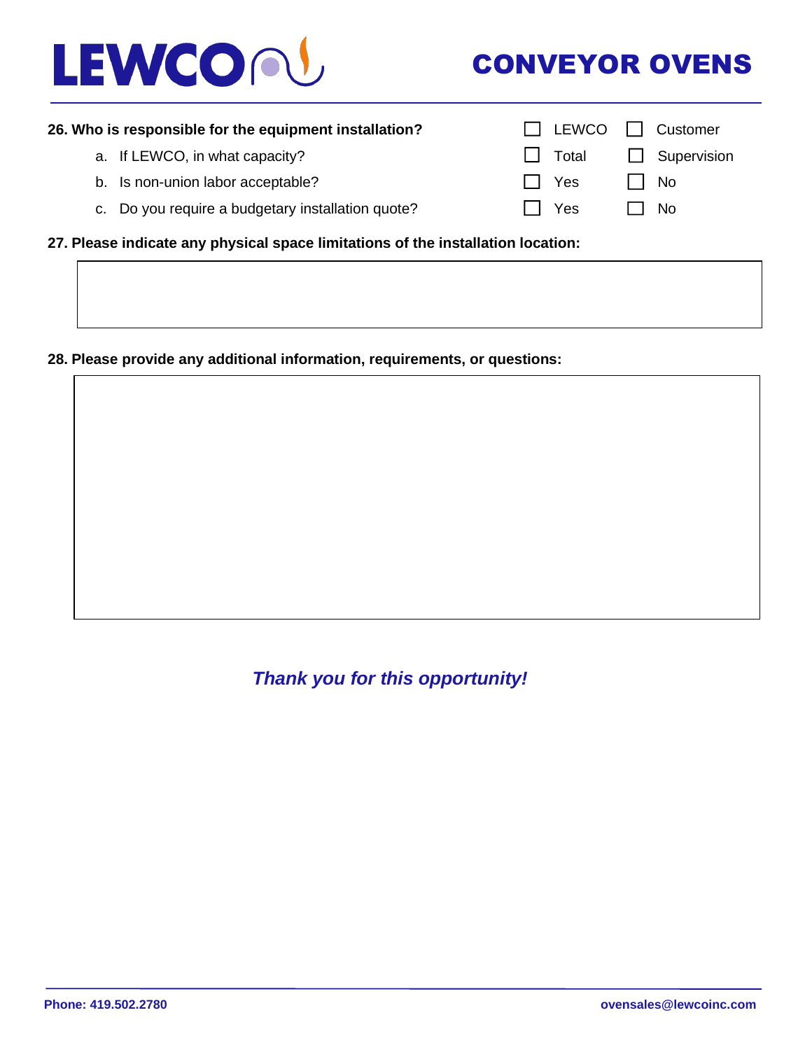**26. Who is responsible for the equipment installation?** ☐ LEWCO ☐ Customer

a. If LEWCO, in what capacity? ☐ Total ☐ Supervision

b. Is non-union labor acceptable? ☐ Yes ☐ No

c. Do you require a budgetary installation quote? ☐ Yes ☐ No

**27. Please indicate any physical space limitations of the installation location:**

**28. Please provide any additional information, requirements, or questions:**

***Thank you for this opportunity!***